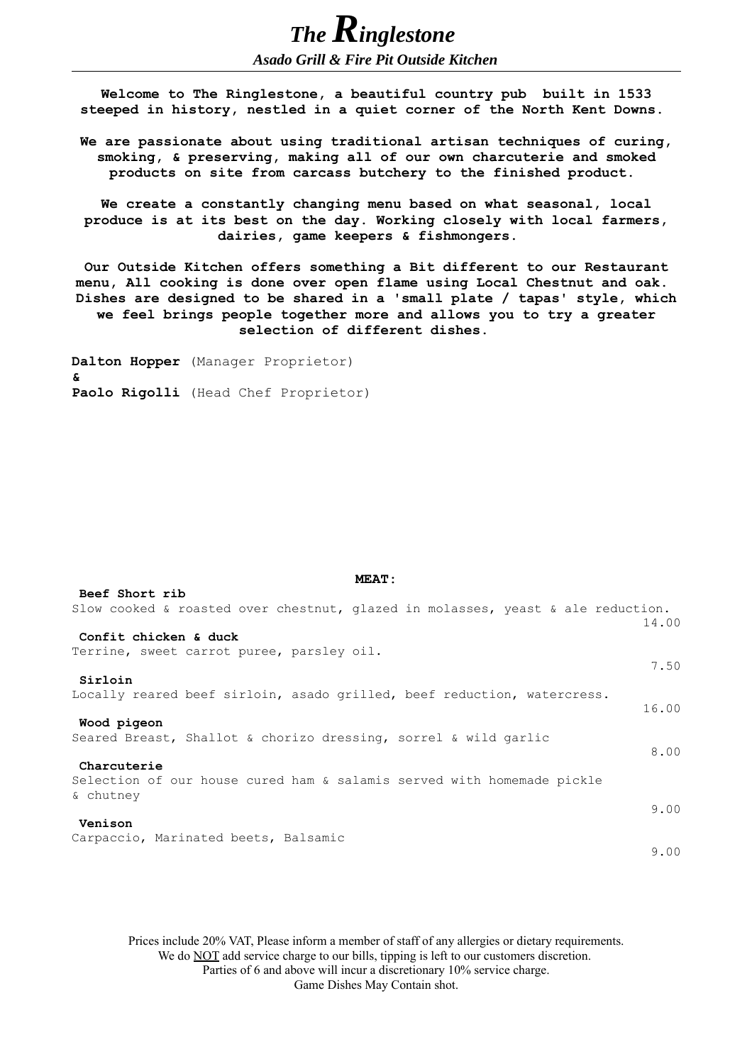# *The Ringlestone*

### *Asado Grill & Fire Pit Outside Kitchen*

---

**Welcome to The Ringlestone, a beautiful country pub built in 1533 steeped in history, nestled in a quiet corner of the North Kent Downs.**

**We are passionate about using traditional artisan techniques of curing, smoking, & preserving, making all of our own charcuterie and smoked products on site from carcass butchery to the finished product.**

**We create a constantly changing menu based on what seasonal, local produce is at its best on the day. Working closely with local farmers, dairies, game keepers & fishmongers.**

**Our Outside Kitchen offers something a Bit different to our Restaurant menu, All cooking is done over open flame using Local Chestnut and oak. Dishes are designed to be shared in a 'small plate / tapas' style, which we feel brings people together more and allows you to try a greater selection of different dishes.**

**Dalton Hopper** (Manager Proprietor)
**&**
**Paolo Rigolli** (Head Chef Proprietor)

## MEAT:

**Beef Short rib**
Slow cooked & roasted over chestnut, glazed in molasses, yeast & ale reduction.
14.00

**Confit chicken & duck**
Terrine, sweet carrot puree, parsley oil.
7.50

**Sirloin**
Locally reared beef sirloin, asado grilled, beef reduction, watercress.
16.00

**Wood pigeon**
Seared Breast, Shallot & chorizo dressing, sorrel & wild garlic
8.00

**Charcuterie**
Selection of our house cured ham & salamis served with homemade pickle & chutney
9.00

**Venison**
Carpaccio, Marinated beets, Balsamic
9.00

Prices include 20% VAT, Please inform a member of staff of any allergies or dietary requirements.
We do NOT add service charge to our bills, tipping is left to our customers discretion.
Parties of 6 and above will incur a discretionary 10% service charge.
Game Dishes May Contain shot.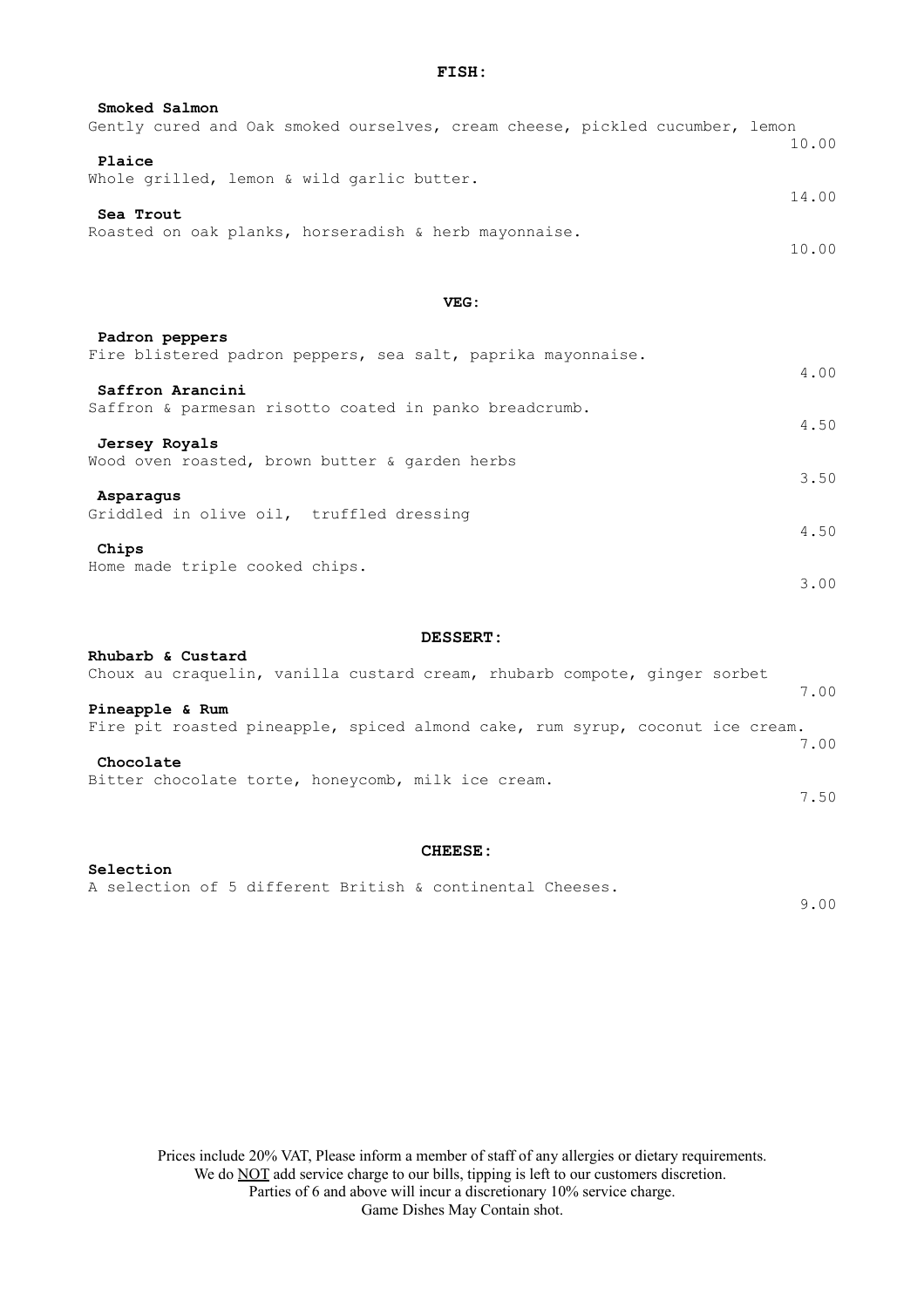## FISH:

**Smoked Salmon**
Gently cured and Oak smoked ourselves, cream cheese, pickled cucumber, lemon
10.00

**Plaice**
Whole grilled, lemon & wild garlic butter.
14.00

**Sea Trout**
Roasted on oak planks, horseradish & herb mayonnaise.
10.00

## VEG:

**Padron peppers**
Fire blistered padron peppers, sea salt, paprika mayonnaise.
4.00

**Saffron Arancini**
Saffron & parmesan risotto coated in panko breadcrumb.
4.50

**Jersey Royals**
Wood oven roasted, brown butter & garden herbs
3.50

**Asparagus**
Griddled in olive oil, truffled dressing
4.50

**Chips**
Home made triple cooked chips.
3.00

## DESSERT:

**Rhubarb & Custard**
Choux au craquelin, vanilla custard cream, rhubarb compote, ginger sorbet
7.00

**Pineapple & Rum**
Fire pit roasted pineapple, spiced almond cake, rum syrup, coconut ice cream.
7.00

**Chocolate**
Bitter chocolate torte, honeycomb, milk ice cream.
7.50

## CHEESE:

**Selection**
A selection of 5 different British & continental Cheeses.
9.00

Prices include 20% VAT, Please inform a member of staff of any allergies or dietary requirements.
We do <u>NOT</u> add service charge to our bills, tipping is left to our customers discretion.
Parties of 6 and above will incur a discretionary 10% service charge.
Game Dishes May Contain shot.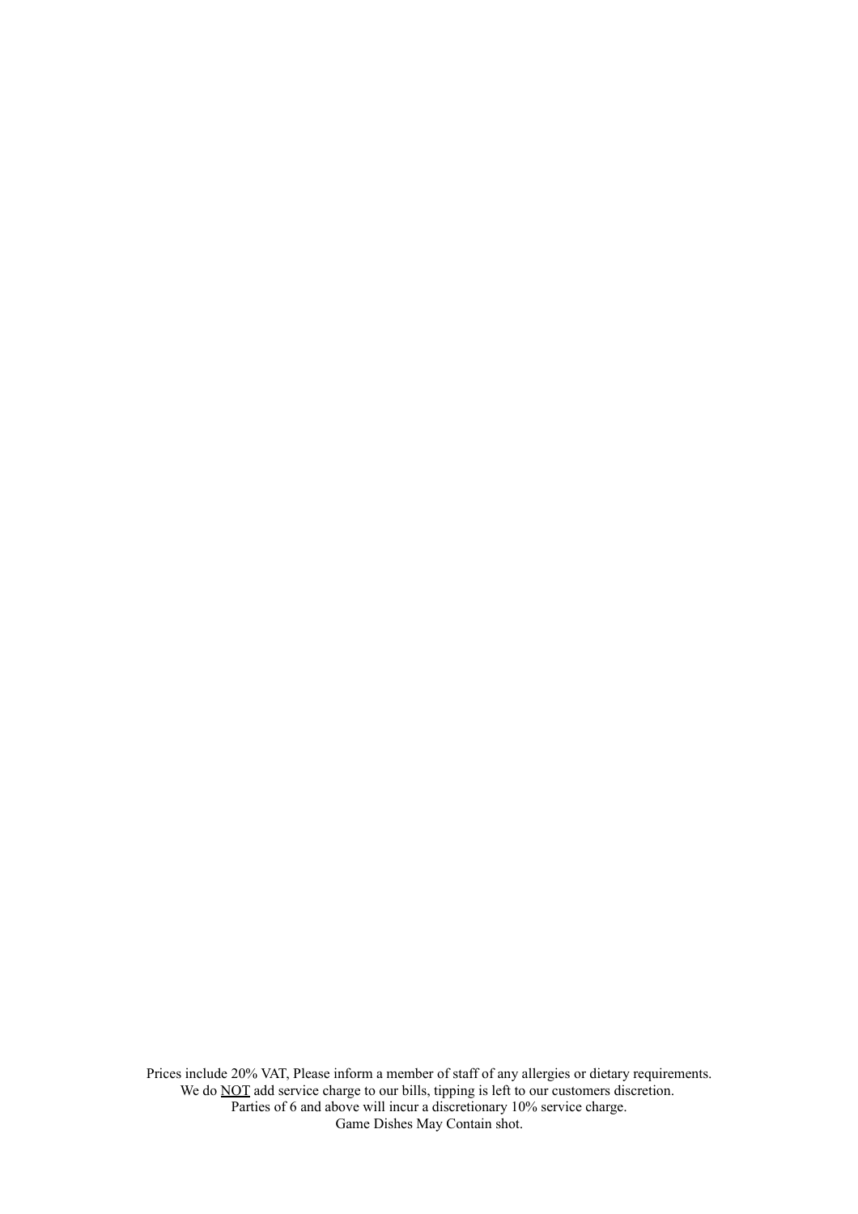Prices include 20% VAT, Please inform a member of staff of any allergies or dietary requirements.
We do NOT add service charge to our bills, tipping is left to our customers discretion.
Parties of 6 and above will incur a discretionary 10% service charge.
Game Dishes May Contain shot.